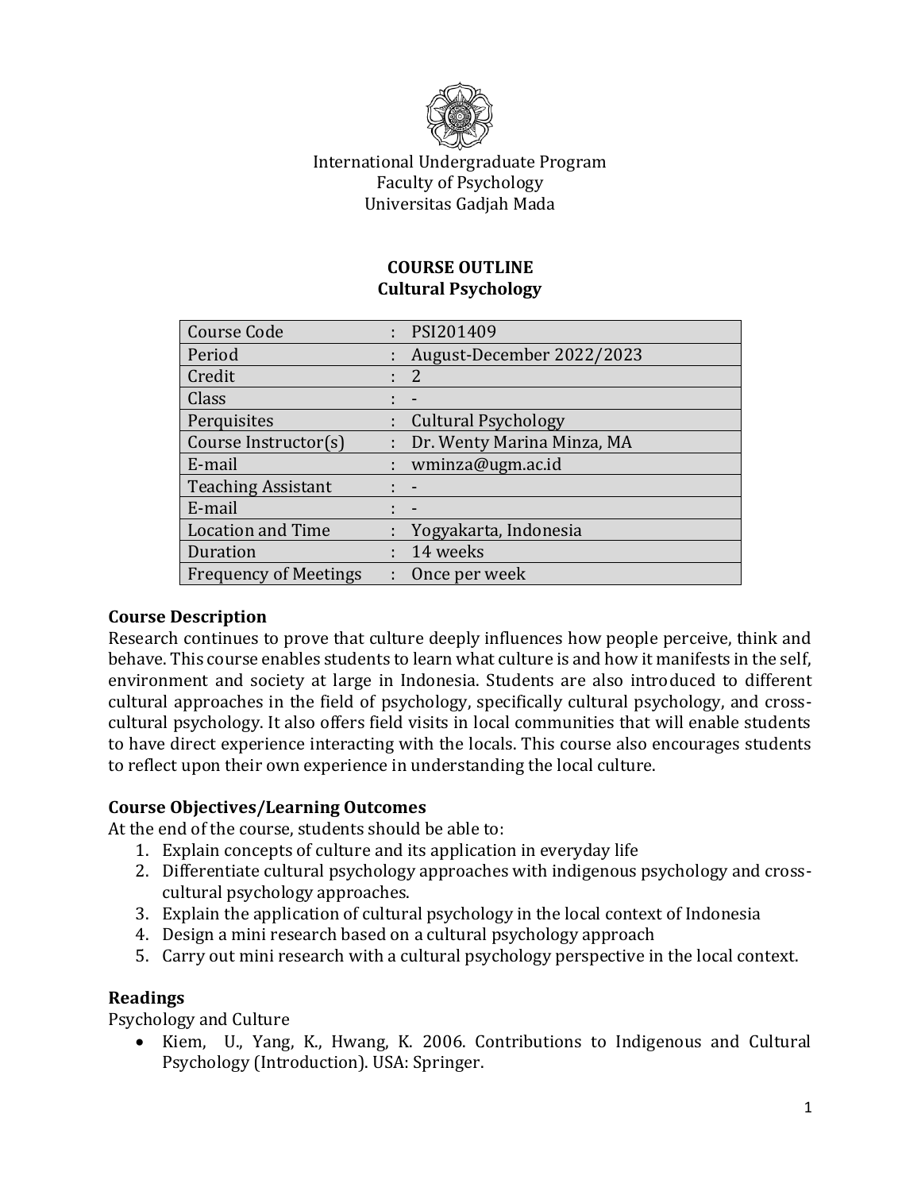International Undergraduate Program
Faculty of Psychology
Universitas Gadjah Mada

# COURSE OUTLINE
## Cultural Psychology

| | | |
|---|---|---|
| Course Code | : | PSI201409 |
| Period | : | August-December 2022/2023 |
| Credit | : | 2 |
| Class | : | - |
| Perquisites | : | Cultural Psychology |
| Course Instructor(s) | : | Dr. Wenty Marina Minza, MA |
| E-mail | : | wminza@ugm.ac.id |
| Teaching Assistant | : | - |
| E-mail | : | - |
| Location and Time | : | Yogyakarta, Indonesia |
| Duration | : | 14 weeks |
| Frequency of Meetings | : | Once per week |

### Course Description

Research continues to prove that culture deeply influences how people perceive, think and behave. This course enables students to learn what culture is and how it manifests in the self, environment and society at large in Indonesia. Students are also introduced to different cultural approaches in the field of psychology, specifically cultural psychology, and cross-cultural psychology. It also offers field visits in local communities that will enable students to have direct experience interacting with the locals. This course also encourages students to reflect upon their own experience in understanding the local culture.

### Course Objectives/Learning Outcomes

At the end of the course, students should be able to:

1. Explain concepts of culture and its application in everyday life
2. Differentiate cultural psychology approaches with indigenous psychology and cross-cultural psychology approaches.
3. Explain the application of cultural psychology in the local context of Indonesia
4. Design a mini research based on a cultural psychology approach
5. Carry out mini research with a cultural psychology perspective in the local context.

### Readings

Psychology and Culture

- Kiem, U., Yang, K., Hwang, K. 2006. Contributions to Indigenous and Cultural Psychology (Introduction). USA: Springer.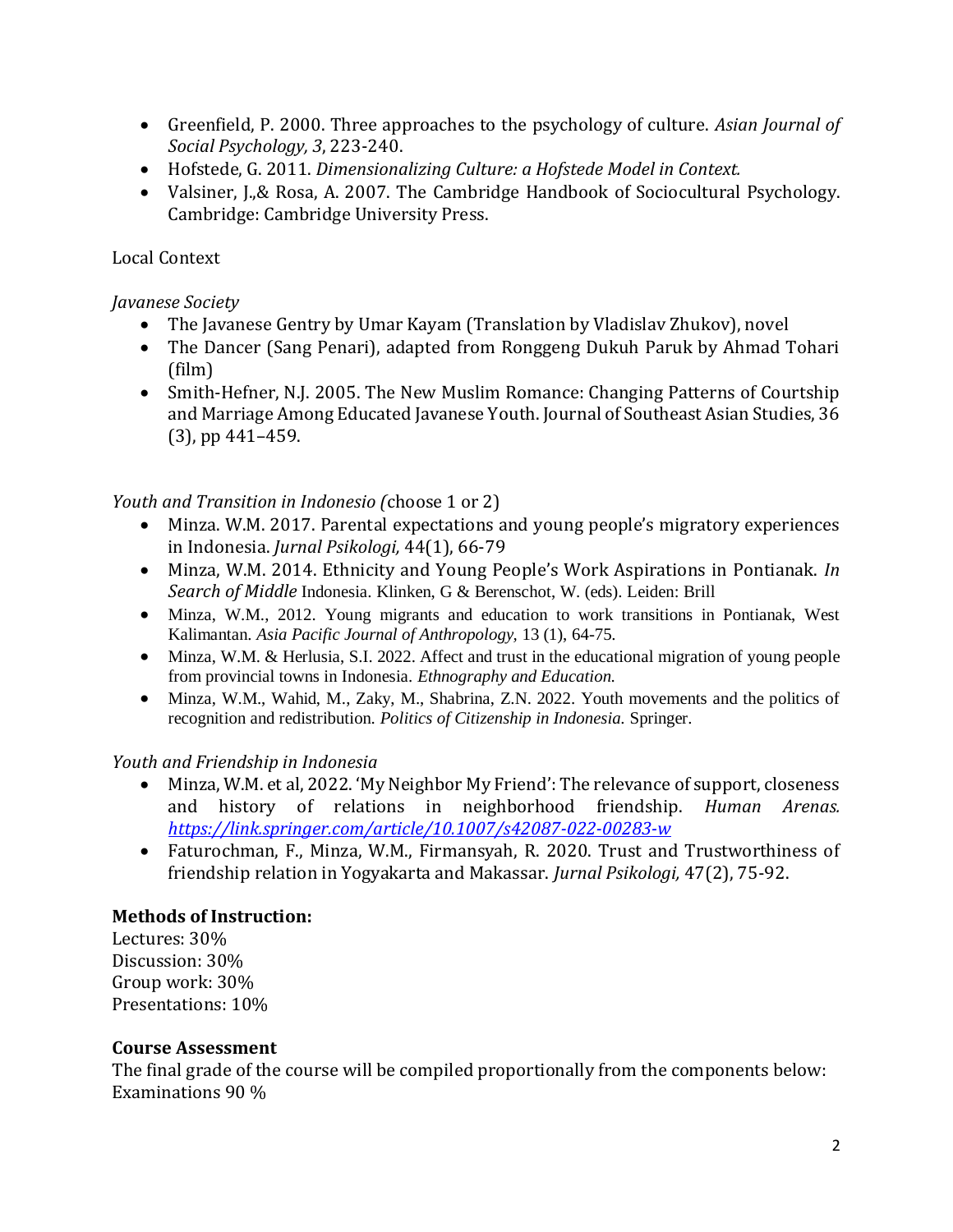- Greenfield, P. 2000. Three approaches to the psychology of culture. *Asian Journal of Social Psychology, 3*, 223-240.
- Hofstede, G. 2011. *Dimensionalizing Culture: a Hofstede Model in Context.*
- Valsiner, J.,& Rosa, A. 2007. The Cambridge Handbook of Sociocultural Psychology. Cambridge: Cambridge University Press.

Local Context

*Javanese Society*

- The Javanese Gentry by Umar Kayam (Translation by Vladislav Zhukov), novel
- The Dancer (Sang Penari), adapted from Ronggeng Dukuh Paruk by Ahmad Tohari (film)
- Smith-Hefner, N.J. 2005. The New Muslim Romance: Changing Patterns of Courtship and Marriage Among Educated Javanese Youth. Journal of Southeast Asian Studies, 36 (3), pp 441–459.

*Youth and Transition in Indonesio (*choose 1 or 2)

- Minza. W.M. 2017. Parental expectations and young people's migratory experiences in Indonesia. *Jurnal Psikologi,* 44(1), 66-79
- Minza, W.M. 2014. Ethnicity and Young People's Work Aspirations in Pontianak. *In Search of Middle* Indonesia. Klinken, G & Berenschot, W. (eds). Leiden: Brill
- Minza, W.M., 2012. Young migrants and education to work transitions in Pontianak, West Kalimantan. *Asia Pacific Journal of Anthropology*, 13 (1), 64-75.
- Minza, W.M. & Herlusia, S.I. 2022. Affect and trust in the educational migration of young people from provincial towns in Indonesia. *Ethnography and Education.*
- Minza, W.M., Wahid, M., Zaky, M., Shabrina, Z.N. 2022. Youth movements and the politics of recognition and redistribution. *Politics of Citizenship in Indonesia.* Springer.

*Youth and Friendship in Indonesia*

- Minza, W.M. et al, 2022. 'My Neighbor My Friend': The relevance of support, closeness and history of relations in neighborhood friendship. *Human Arenas.* *https://link.springer.com/article/10.1007/s42087-022-00283-w*
- Faturochman, F., Minza, W.M., Firmansyah, R. 2020. Trust and Trustworthiness of friendship relation in Yogyakarta and Makassar. *Jurnal Psikologi,* 47(2), 75-92.

**Methods of Instruction:**

Lectures: 30%
Discussion: 30%
Group work: 30%
Presentations: 10%

**Course Assessment**

The final grade of the course will be compiled proportionally from the components below:
Examinations 90 %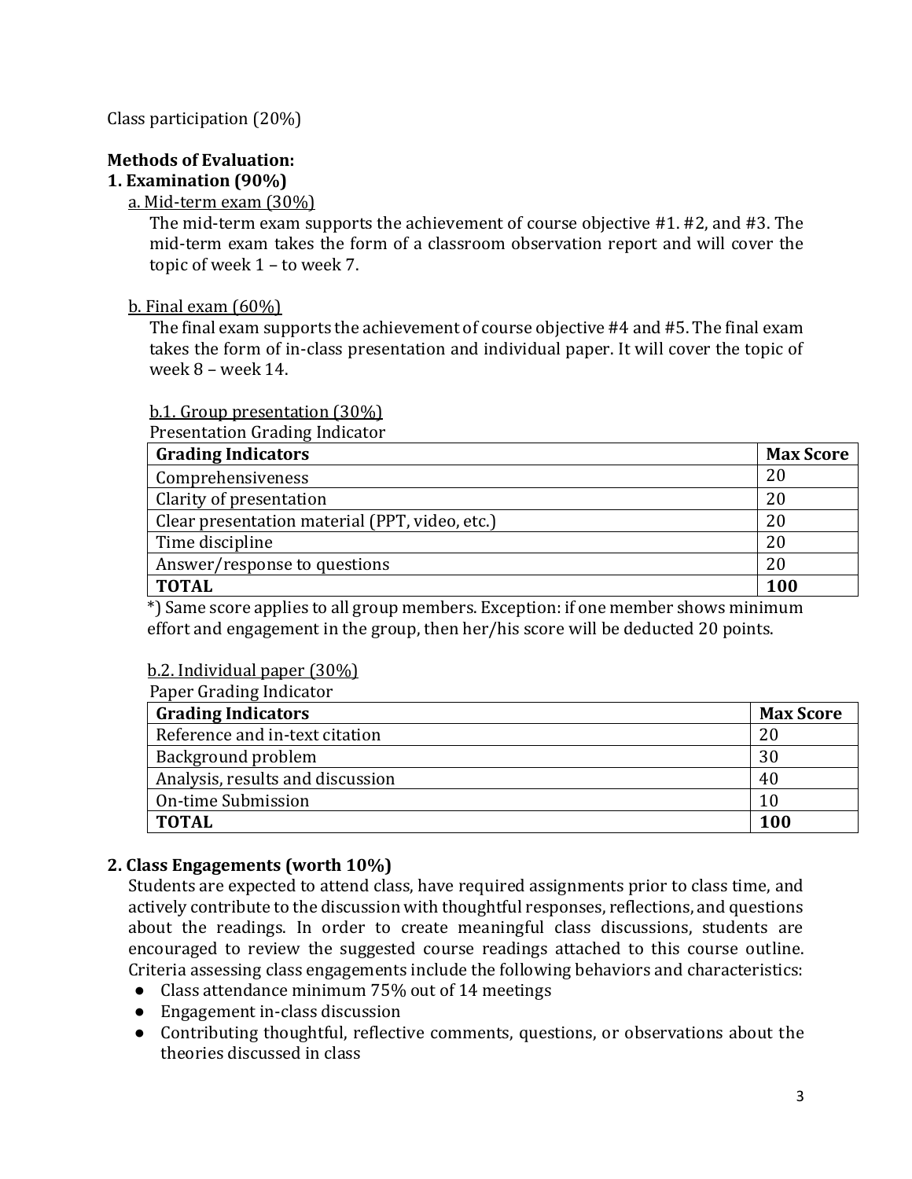Class participation (20%)

**Methods of Evaluation:**

**1. Examination (90%)**

a. Mid-term exam (30%)

The mid-term exam supports the achievement of course objective #1. #2, and #3. The mid-term exam takes the form of a classroom observation report and will cover the topic of week 1 – to week 7.

b. Final exam (60%)

The final exam supports the achievement of course objective #4 and #5. The final exam takes the form of in-class presentation and individual paper. It will cover the topic of week 8 – week 14.

b.1. Group presentation (30%)

Presentation Grading Indicator

| Grading Indicators | Max Score |
|---|---|
| Comprehensiveness | 20 |
| Clarity of presentation | 20 |
| Clear presentation material (PPT, video, etc.) | 20 |
| Time discipline | 20 |
| Answer/response to questions | 20 |
| **TOTAL** | **100** |

*) Same score applies to all group members. Exception: if one member shows minimum effort and engagement in the group, then her/his score will be deducted 20 points.

b.2. Individual paper (30%)

Paper Grading Indicator

| Grading Indicators | Max Score |
|---|---|
| Reference and in-text citation | 20 |
| Background problem | 30 |
| Analysis, results and discussion | 40 |
| On-time Submission | 10 |
| **TOTAL** | **100** |

**2. Class Engagements (worth 10%)**

Students are expected to attend class, have required assignments prior to class time, and actively contribute to the discussion with thoughtful responses, reflections, and questions about the readings. In order to create meaningful class discussions, students are encouraged to review the suggested course readings attached to this course outline. Criteria assessing class engagements include the following behaviors and characteristics:

- Class attendance minimum 75% out of 14 meetings
- Engagement in-class discussion
- Contributing thoughtful, reflective comments, questions, or observations about the theories discussed in class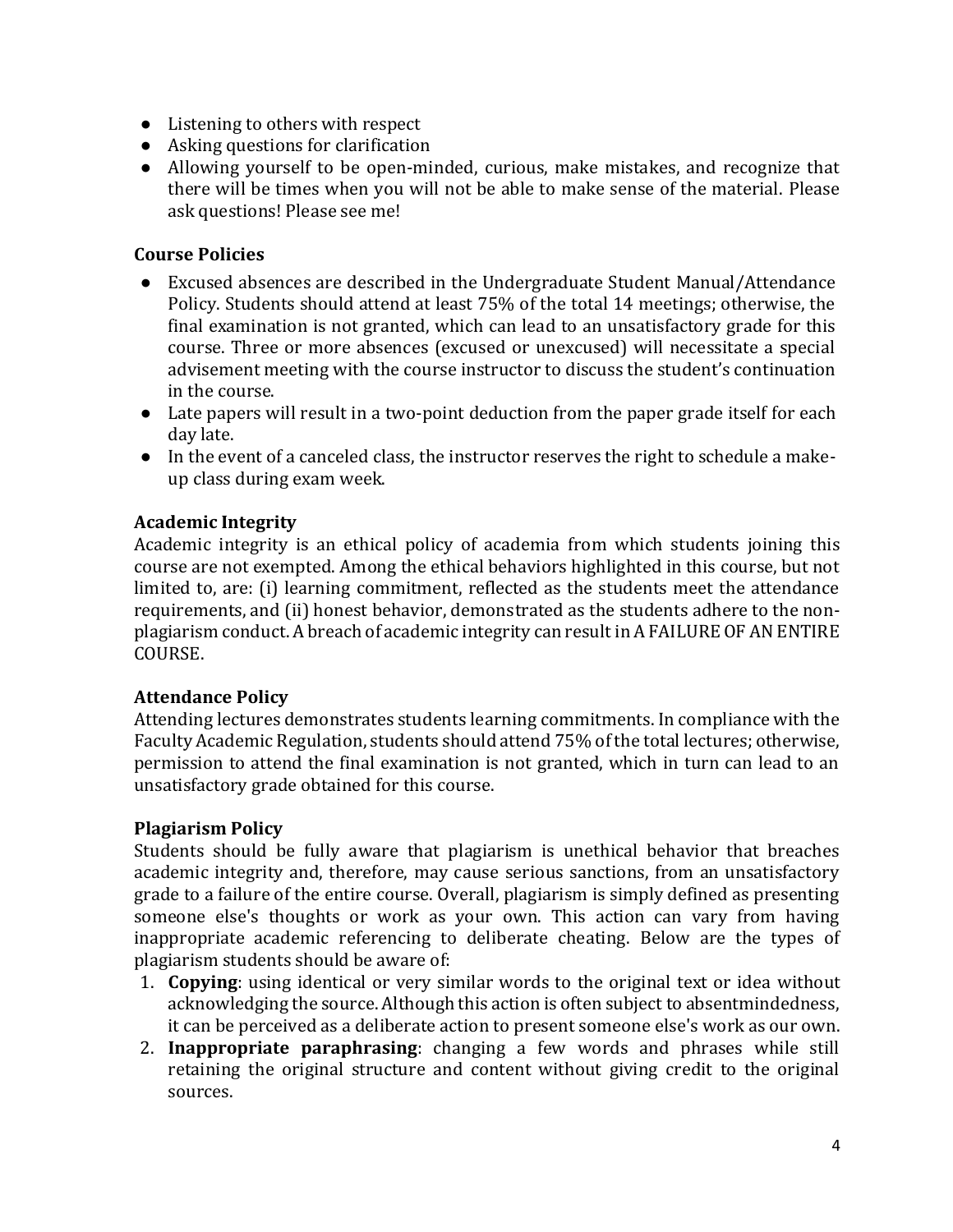- Listening to others with respect
- Asking questions for clarification
- Allowing yourself to be open-minded, curious, make mistakes, and recognize that there will be times when you will not be able to make sense of the material. Please ask questions! Please see me!

### Course Policies

- Excused absences are described in the Undergraduate Student Manual/Attendance Policy. Students should attend at least 75% of the total 14 meetings; otherwise, the final examination is not granted, which can lead to an unsatisfactory grade for this course. Three or more absences (excused or unexcused) will necessitate a special advisement meeting with the course instructor to discuss the student's continuation in the course.
- Late papers will result in a two-point deduction from the paper grade itself for each day late.
- In the event of a canceled class, the instructor reserves the right to schedule a make-up class during exam week.

### Academic Integrity

Academic integrity is an ethical policy of academia from which students joining this course are not exempted. Among the ethical behaviors highlighted in this course, but not limited to, are: (i) learning commitment, reflected as the students meet the attendance requirements, and (ii) honest behavior, demonstrated as the students adhere to the non-plagiarism conduct. A breach of academic integrity can result in A FAILURE OF AN ENTIRE COURSE.

### Attendance Policy

Attending lectures demonstrates students learning commitments. In compliance with the Faculty Academic Regulation, students should attend 75% of the total lectures; otherwise, permission to attend the final examination is not granted, which in turn can lead to an unsatisfactory grade obtained for this course.

### Plagiarism Policy

Students should be fully aware that plagiarism is unethical behavior that breaches academic integrity and, therefore, may cause serious sanctions, from an unsatisfactory grade to a failure of the entire course. Overall, plagiarism is simply defined as presenting someone else's thoughts or work as your own. This action can vary from having inappropriate academic referencing to deliberate cheating. Below are the types of plagiarism students should be aware of:

1. **Copying**: using identical or very similar words to the original text or idea without acknowledging the source. Although this action is often subject to absentmindedness, it can be perceived as a deliberate action to present someone else's work as our own.
2. **Inappropriate paraphrasing**: changing a few words and phrases while still retaining the original structure and content without giving credit to the original sources.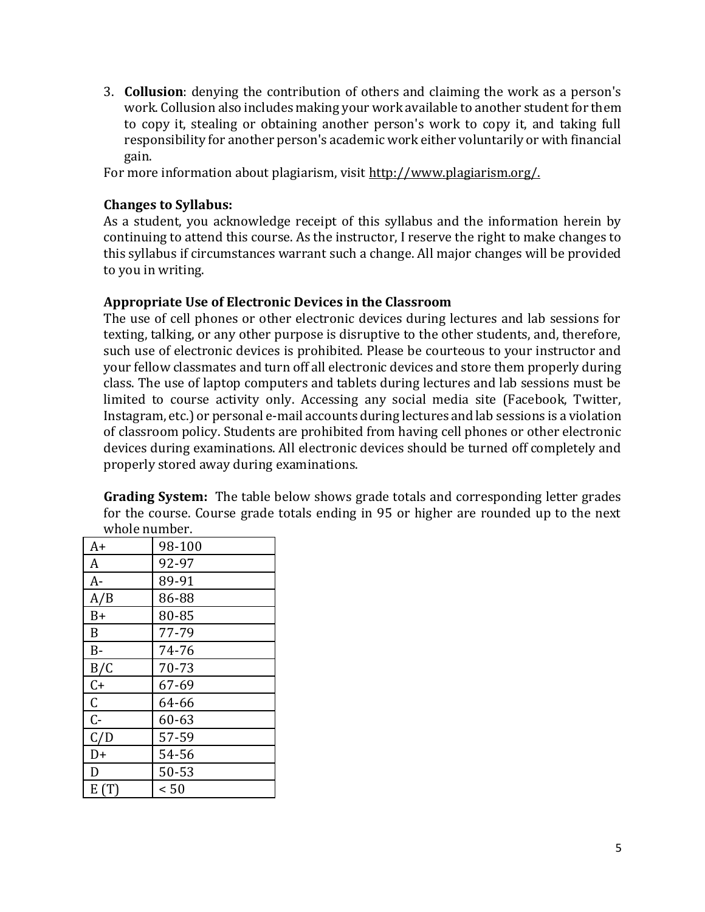3. **Collusion**: denying the contribution of others and claiming the work as a person's work. Collusion also includes making your work available to another student for them to copy it, stealing or obtaining another person's work to copy it, and taking full responsibility for another person's academic work either voluntarily or with financial gain.

For more information about plagiarism, visit http://www.plagiarism.org/.

**Changes to Syllabus:**
As a student, you acknowledge receipt of this syllabus and the information herein by continuing to attend this course. As the instructor, I reserve the right to make changes to this syllabus if circumstances warrant such a change. All major changes will be provided to you in writing.

**Appropriate Use of Electronic Devices in the Classroom**
The use of cell phones or other electronic devices during lectures and lab sessions for texting, talking, or any other purpose is disruptive to the other students, and, therefore, such use of electronic devices is prohibited. Please be courteous to your instructor and your fellow classmates and turn off all electronic devices and store them properly during class. The use of laptop computers and tablets during lectures and lab sessions must be limited to course activity only. Accessing any social media site (Facebook, Twitter, Instagram, etc.) or personal e-mail accounts during lectures and lab sessions is a violation of classroom policy. Students are prohibited from having cell phones or other electronic devices during examinations. All electronic devices should be turned off completely and properly stored away during examinations.

**Grading System:** The table below shows grade totals and corresponding letter grades for the course. Course grade totals ending in 95 or higher are rounded up to the next whole number.

| Grade | Total |
|---|---|
| A+ | 98-100 |
| A | 92-97 |
| A- | 89-91 |
| A/B | 86-88 |
| B+ | 80-85 |
| B | 77-79 |
| B- | 74-76 |
| B/C | 70-73 |
| C+ | 67-69 |
| C | 64-66 |
| C- | 60-63 |
| C/D | 57-59 |
| D+ | 54-56 |
| D | 50-53 |
| E (T) | < 50 |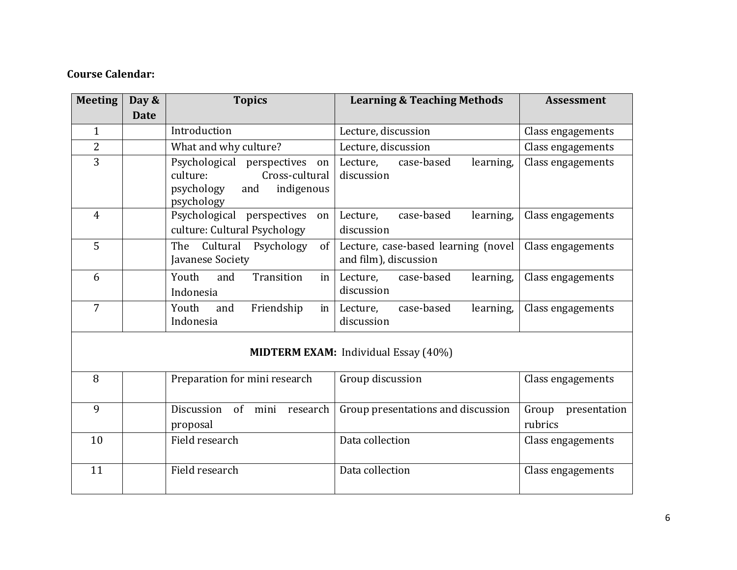**Course Calendar:**

| Meeting | Day & Date | Topics | Learning & Teaching Methods | Assessment |
|---|---|---|---|---|
| 1 | | Introduction | Lecture, discussion | Class engagements |
| 2 | | What and why culture? | Lecture, discussion | Class engagements |
| 3 | | Psychological perspectives on culture: Cross-cultural psychology and indigenous psychology | Lecture, case-based learning, discussion | Class engagements |
| 4 | | Psychological perspectives on culture: Cultural Psychology | Lecture, case-based learning, discussion | Class engagements |
| 5 | | The Cultural Psychology of Javanese Society | Lecture, case-based learning (novel and film), discussion | Class engagements |
| 6 | | Youth and Transition in Indonesia | Lecture, case-based learning, discussion | Class engagements |
| 7 | | Youth and Friendship in Indonesia | Lecture, case-based learning, discussion | Class engagements |
| **MIDTERM EXAM:** Individual Essay (40%) | | | | |
| 8 | | Preparation for mini research | Group discussion | Class engagements |
| 9 | | Discussion of mini research proposal | Group presentations and discussion | Group presentation rubrics |
| 10 | | Field research | Data collection | Class engagements |
| 11 | | Field research | Data collection | Class engagements |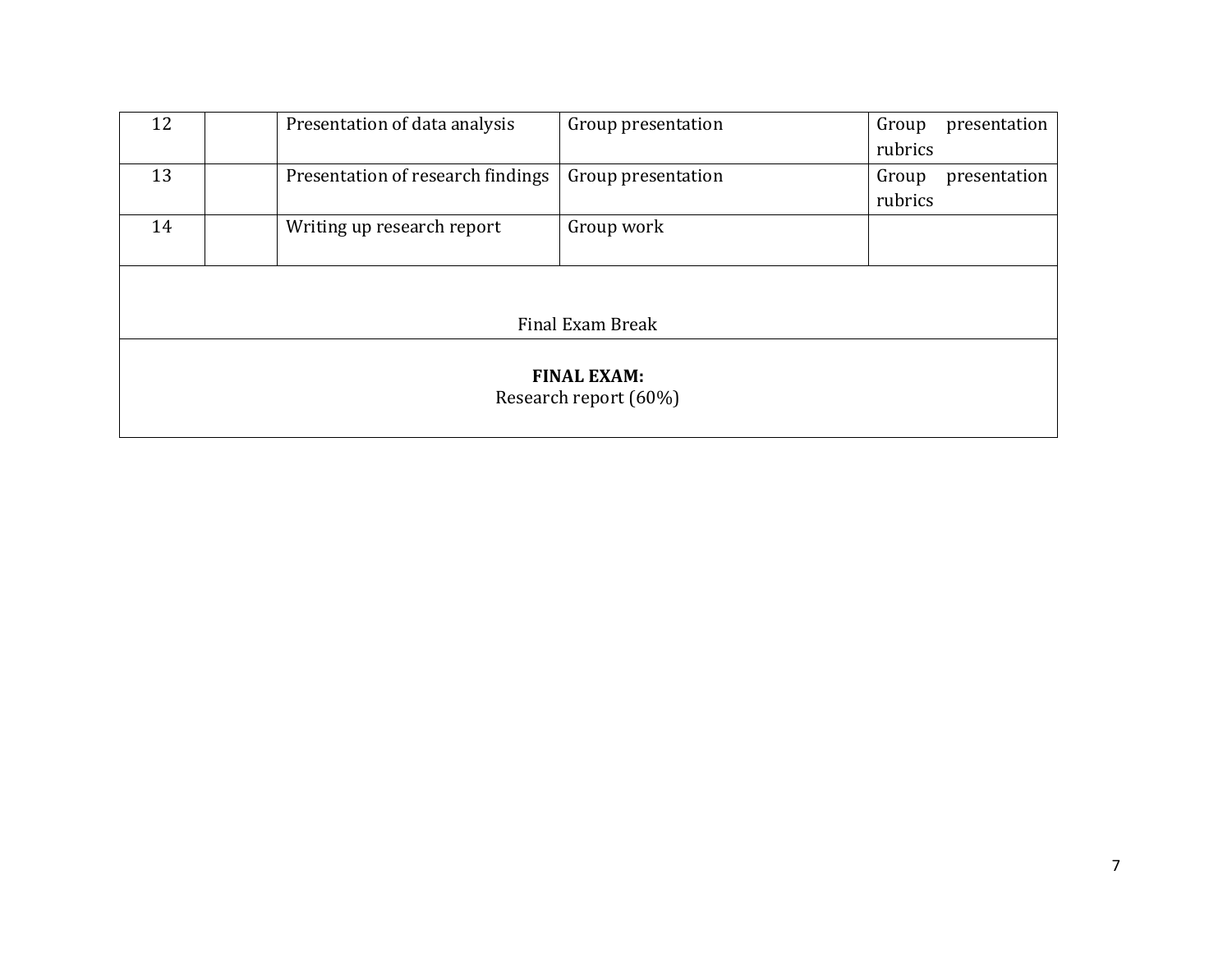| | | | | |
|---|---|---|---|---|
| 12 | | Presentation of data analysis | Group presentation | Group presentation rubrics |
| 13 | | Presentation of research findings | Group presentation | Group presentation rubrics |
| 14 | | Writing up research report | Group work | |
| Final Exam Break | | | | |
| **FINAL EXAM:** Research report (60%) | | | | |